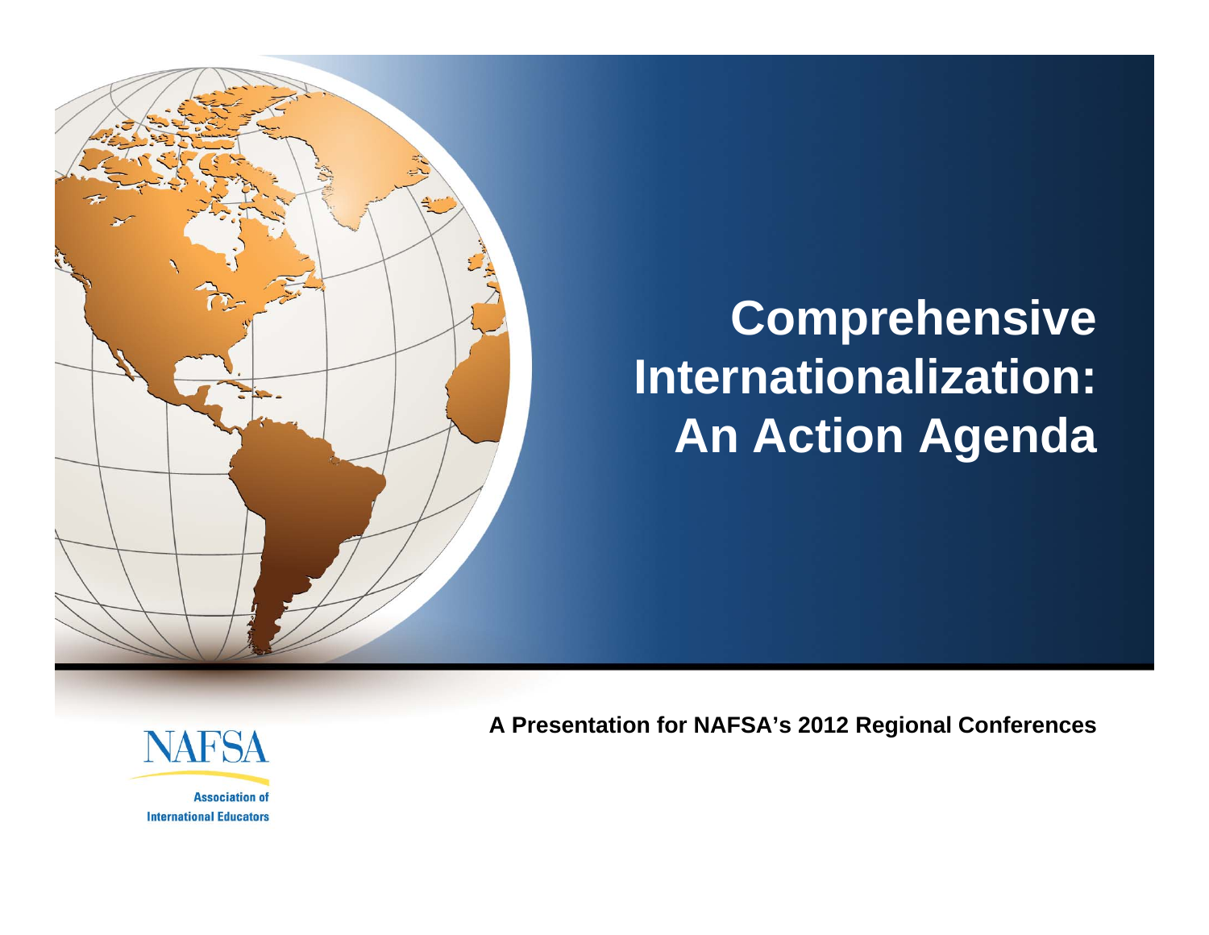# Comprehensive Internationalization: An Action Agenda

A Presentation for NAFSA's 2012 Regional Conferences

NAFSA

Association of International Educators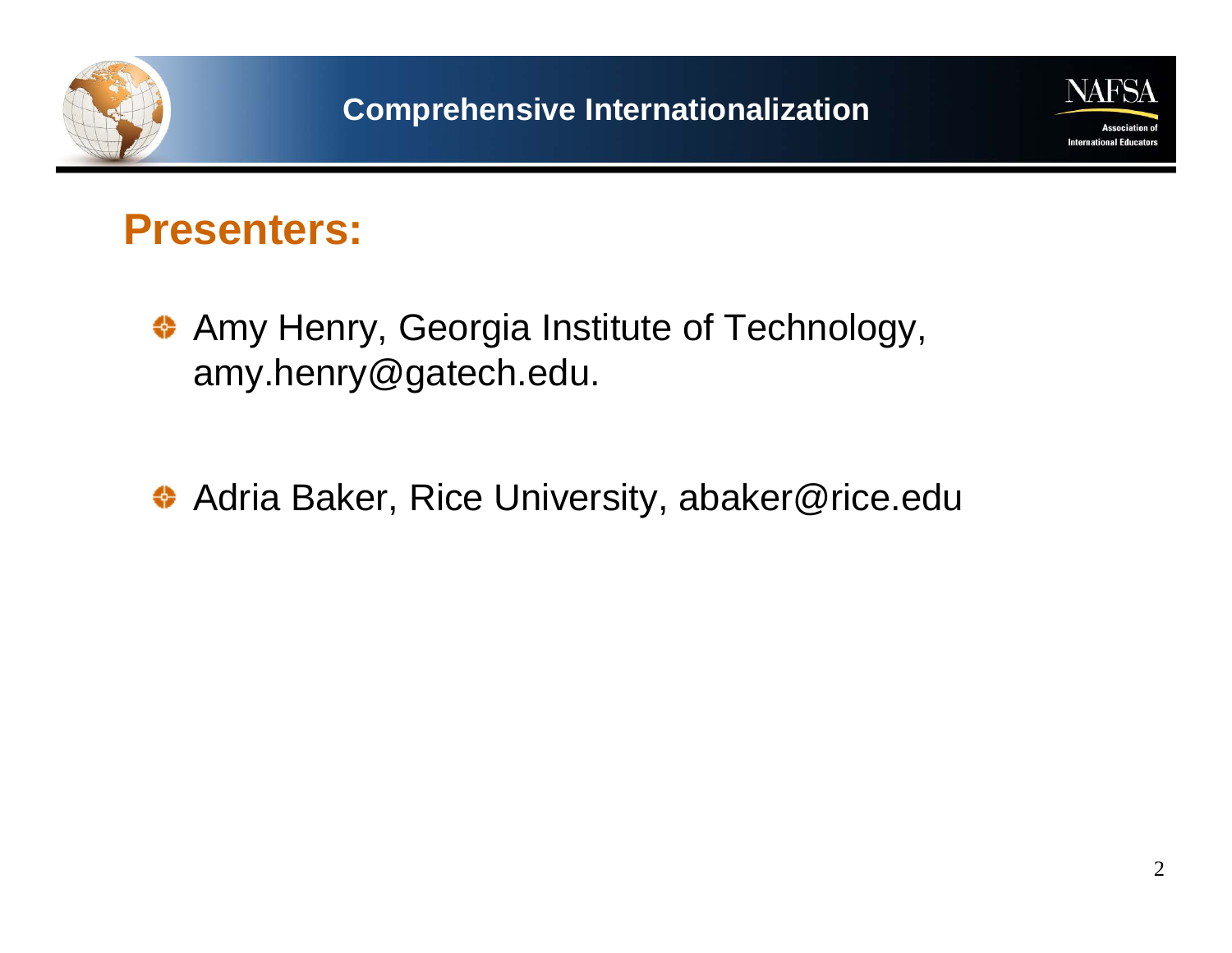## Presenters:

- Amy Henry, Georgia Institute of Technology, amy.henry@gatech.edu.
- Adria Baker, Rice University, abaker@rice.edu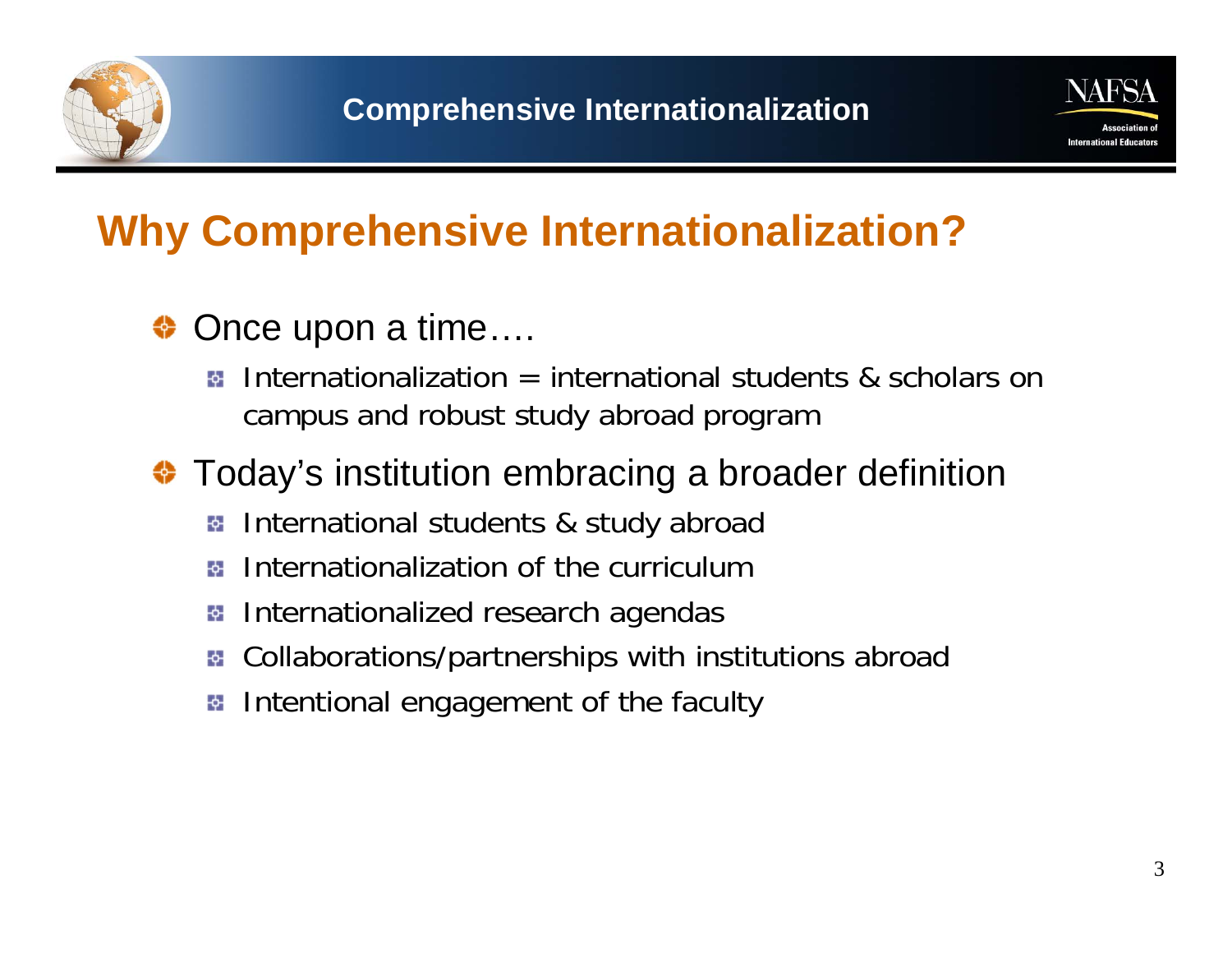# Why Comprehensive Internationalization?

- Once upon a time….
  - Internationalization = international students & scholars on campus and robust study abroad program
- Today's institution embracing a broader definition
  - International students & study abroad
  - Internationalization of the curriculum
  - Internationalized research agendas
  - Collaborations/partnerships with institutions abroad
  - Intentional engagement of the faculty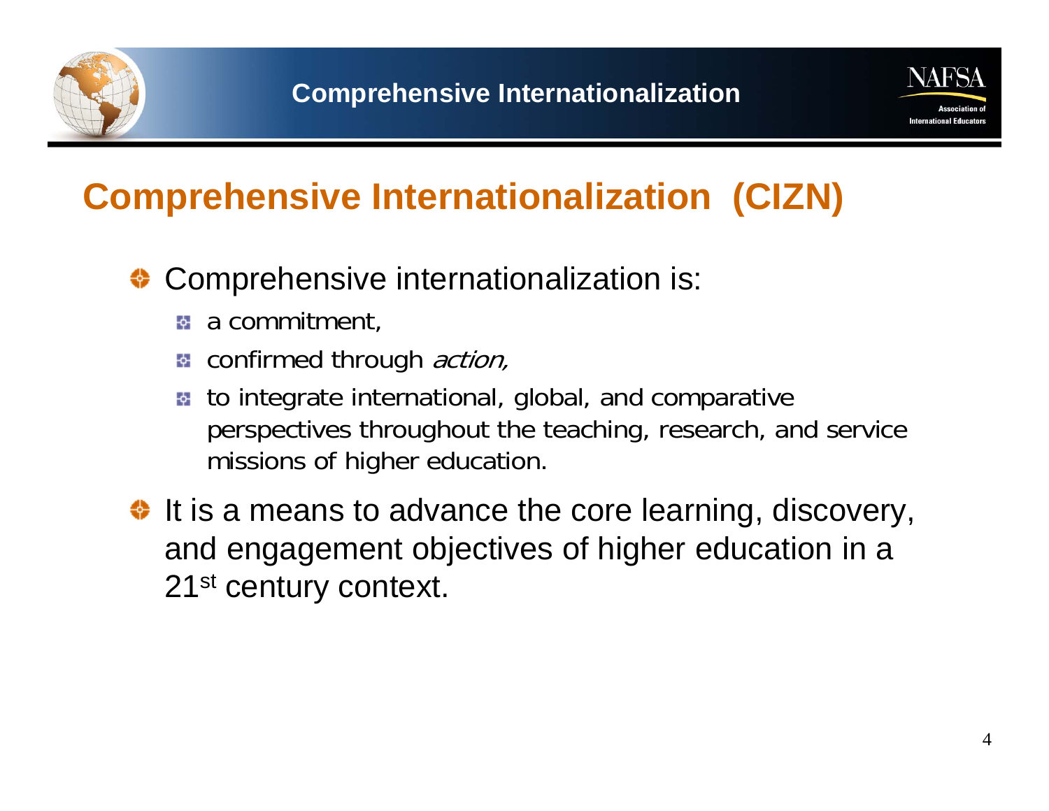# Comprehensive Internationalization (CIZN)

- Comprehensive internationalization is:
  - a commitment,
  - confirmed through *action,*
  - to integrate international, global, and comparative perspectives throughout the teaching, research, and service missions of higher education.
- It is a means to advance the core learning, discovery, and engagement objectives of higher education in a 21st century context.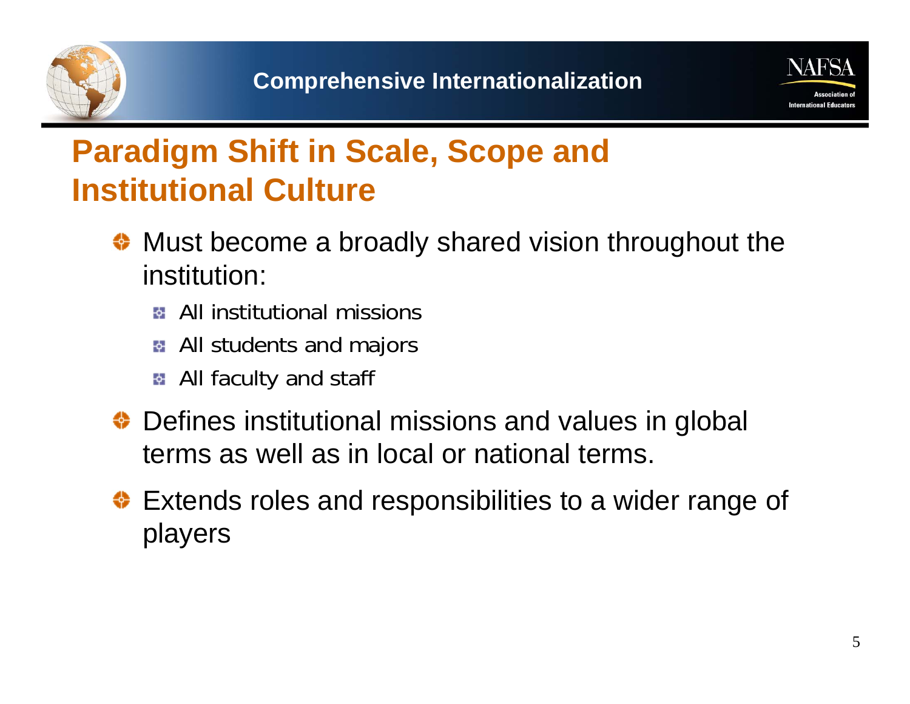## Paradigm Shift in Scale, Scope and Institutional Culture

- Must become a broadly shared vision throughout the institution:
  - All institutional missions
  - All students and majors
  - All faculty and staff
- Defines institutional missions and values in global terms as well as in local or national terms.
- Extends roles and responsibilities to a wider range of players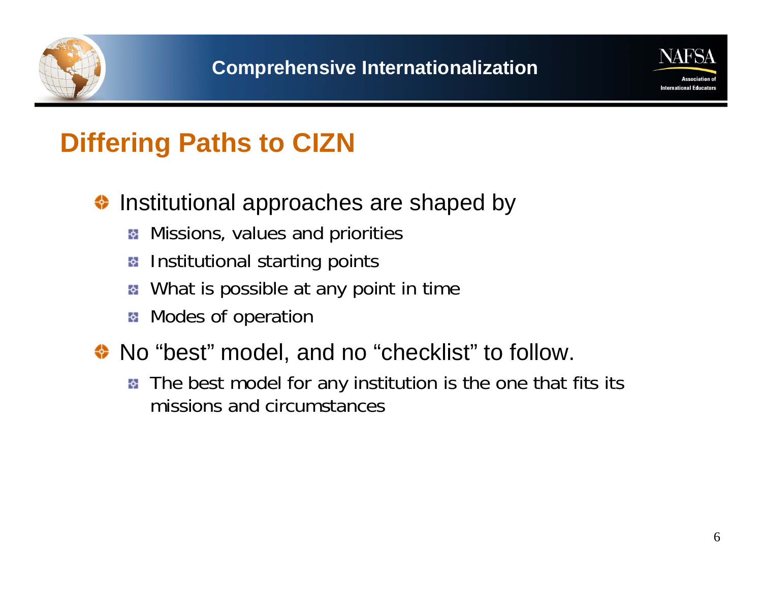## Differing Paths to CIZN

- Institutional approaches are shaped by
  - Missions, values and priorities
  - Institutional starting points
  - What is possible at any point in time
  - Modes of operation
- No "best" model, and no "checklist" to follow.
  - The best model for any institution is the one that fits its missions and circumstances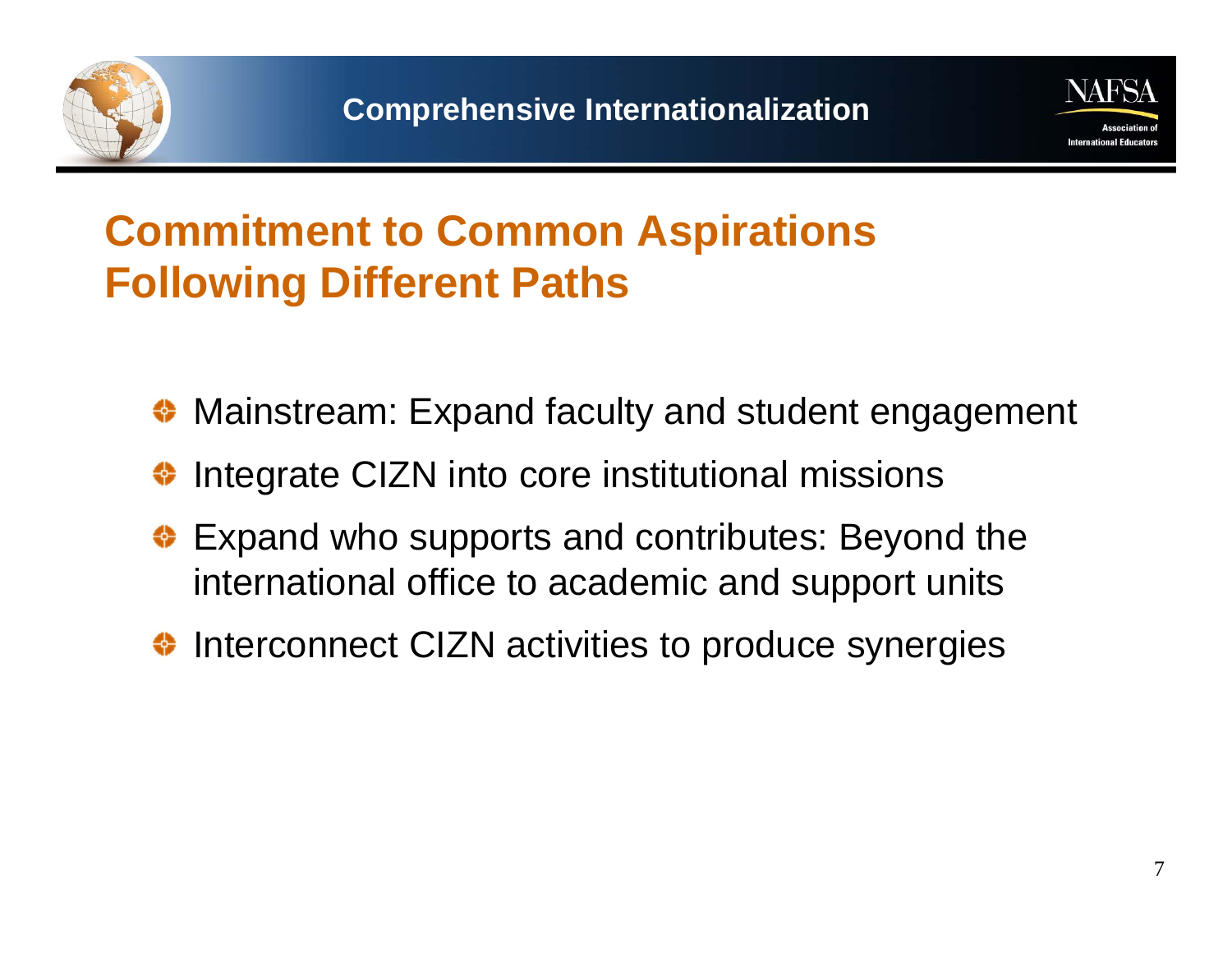# Commitment to Common Aspirations Following Different Paths

- Mainstream: Expand faculty and student engagement
- Integrate CIZN into core institutional missions
- Expand who supports and contributes: Beyond the international office to academic and support units
- Interconnect CIZN activities to produce synergies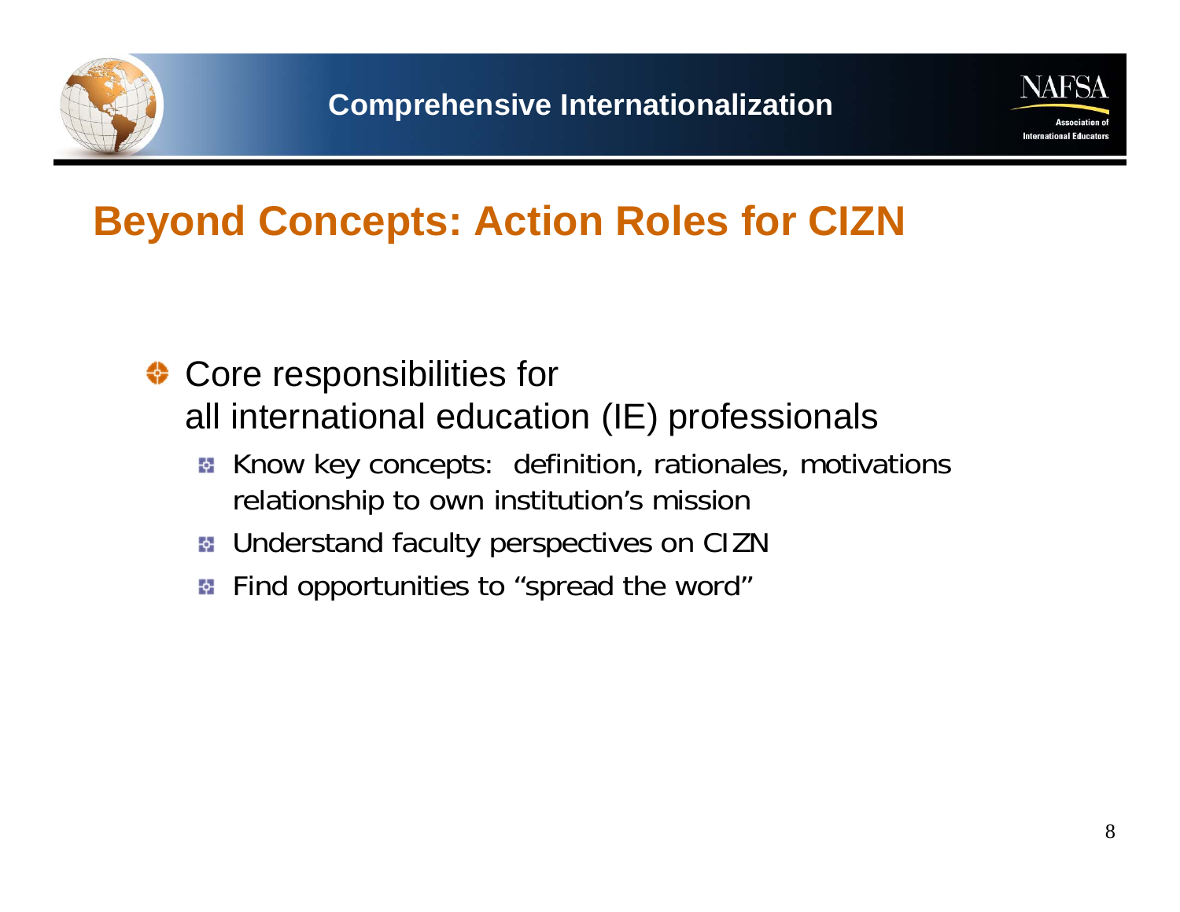# Beyond Concepts: Action Roles for CIZN

- Core responsibilities for all international education (IE) professionals
  - Know key concepts: definition, rationales, motivations relationship to own institution's mission
  - Understand faculty perspectives on CIZN
  - Find opportunities to "spread the word"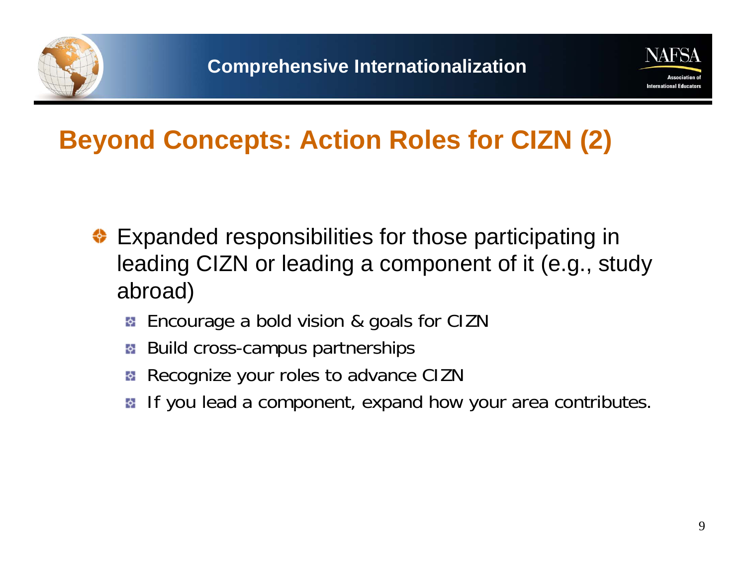## Beyond Concepts: Action Roles for CIZN (2)

- Expanded responsibilities for those participating in leading CIZN or leading a component of it (e.g., study abroad)
  - Encourage a bold vision & goals for CIZN
  - Build cross-campus partnerships
  - Recognize your roles to advance CIZN
  - If you lead a component, expand how your area contributes.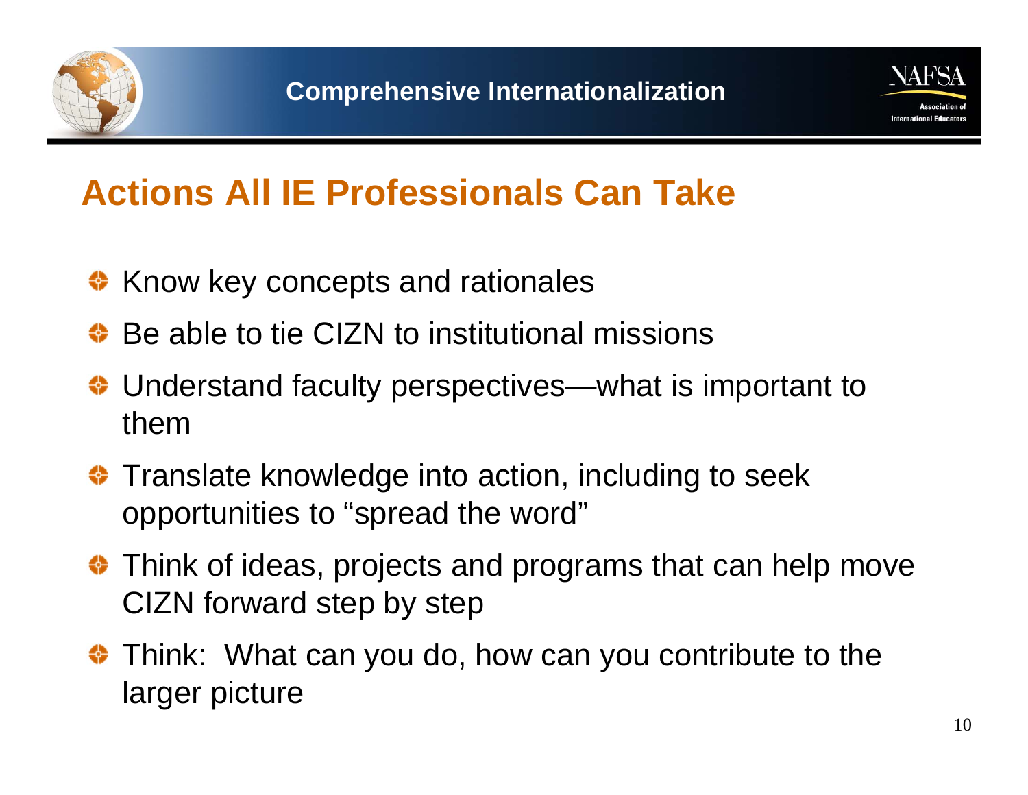## Actions All IE Professionals Can Take

- Know key concepts and rationales
- Be able to tie CIZN to institutional missions
- Understand faculty perspectives—what is important to them
- Translate knowledge into action, including to seek opportunities to "spread the word"
- Think of ideas, projects and programs that can help move CIZN forward step by step
- Think: What can you do, how can you contribute to the larger picture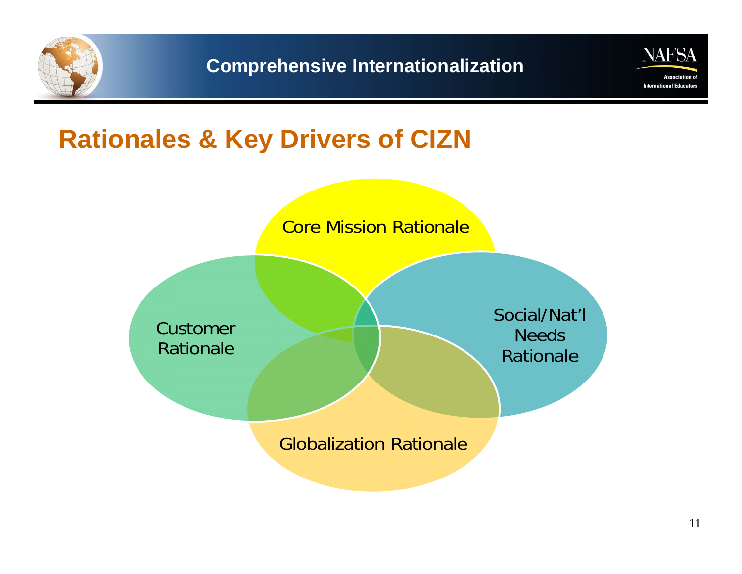## Rationales & Key Drivers of CIZN

Core Mission Rationale

Customer Rationale

Social/Nat'l Needs Rationale

Globalization Rationale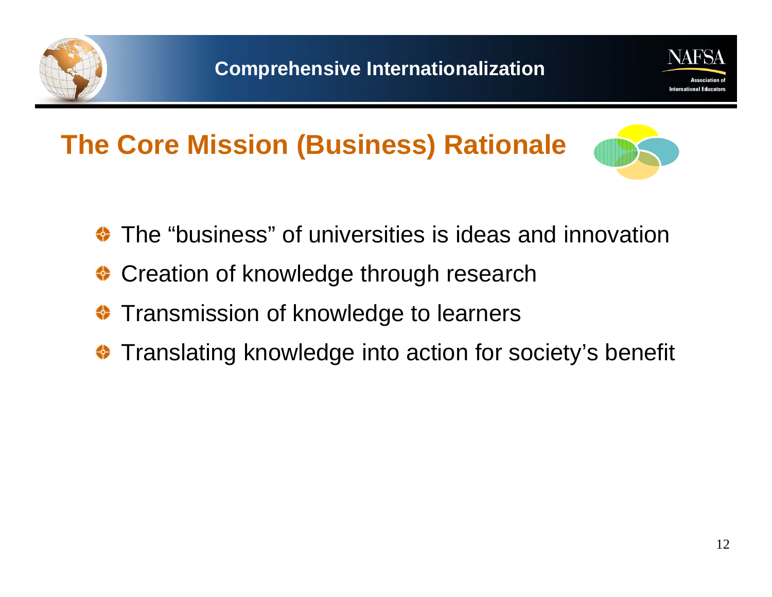## The Core Mission (Business) Rationale

- The “business” of universities is ideas and innovation
- Creation of knowledge through research
- Transmission of knowledge to learners
- Translating knowledge into action for society’s benefit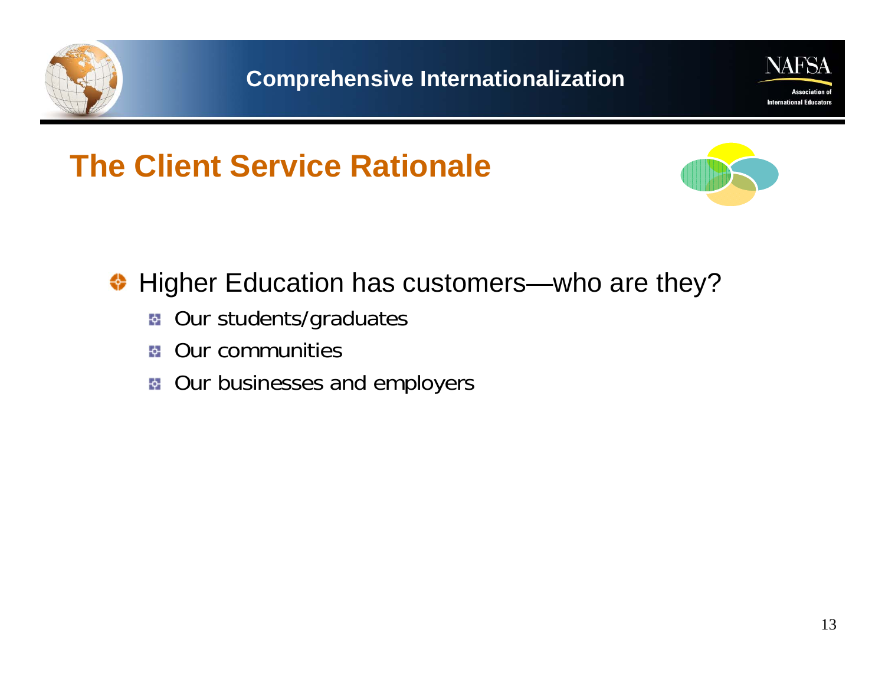## The Client Service Rationale

- Higher Education has customers—who are they?
  - Our students/graduates
  - Our communities
  - Our businesses and employers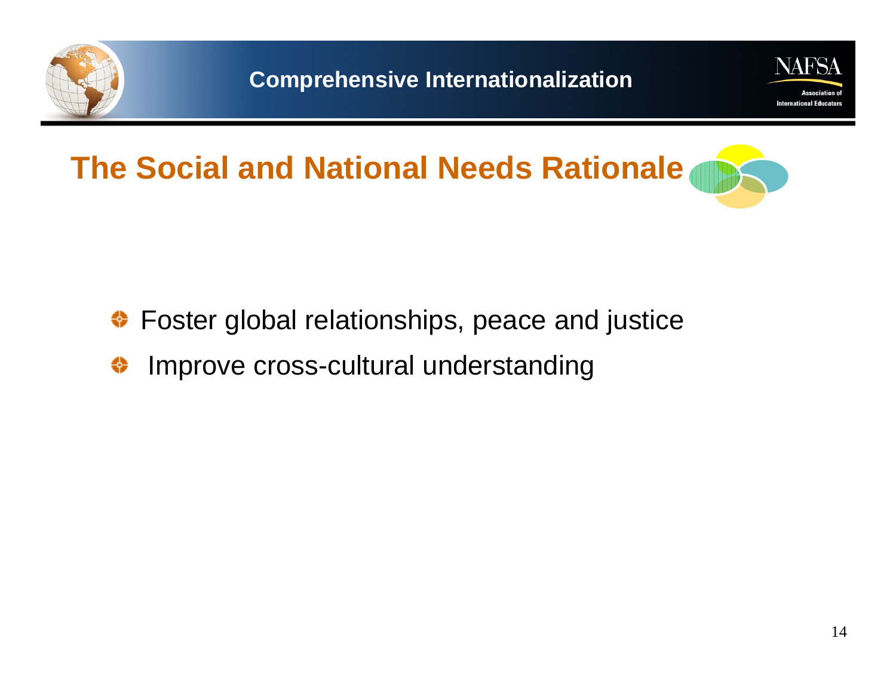# The Social and National Needs Rationale

- Foster global relationships, peace and justice
- Improve cross-cultural understanding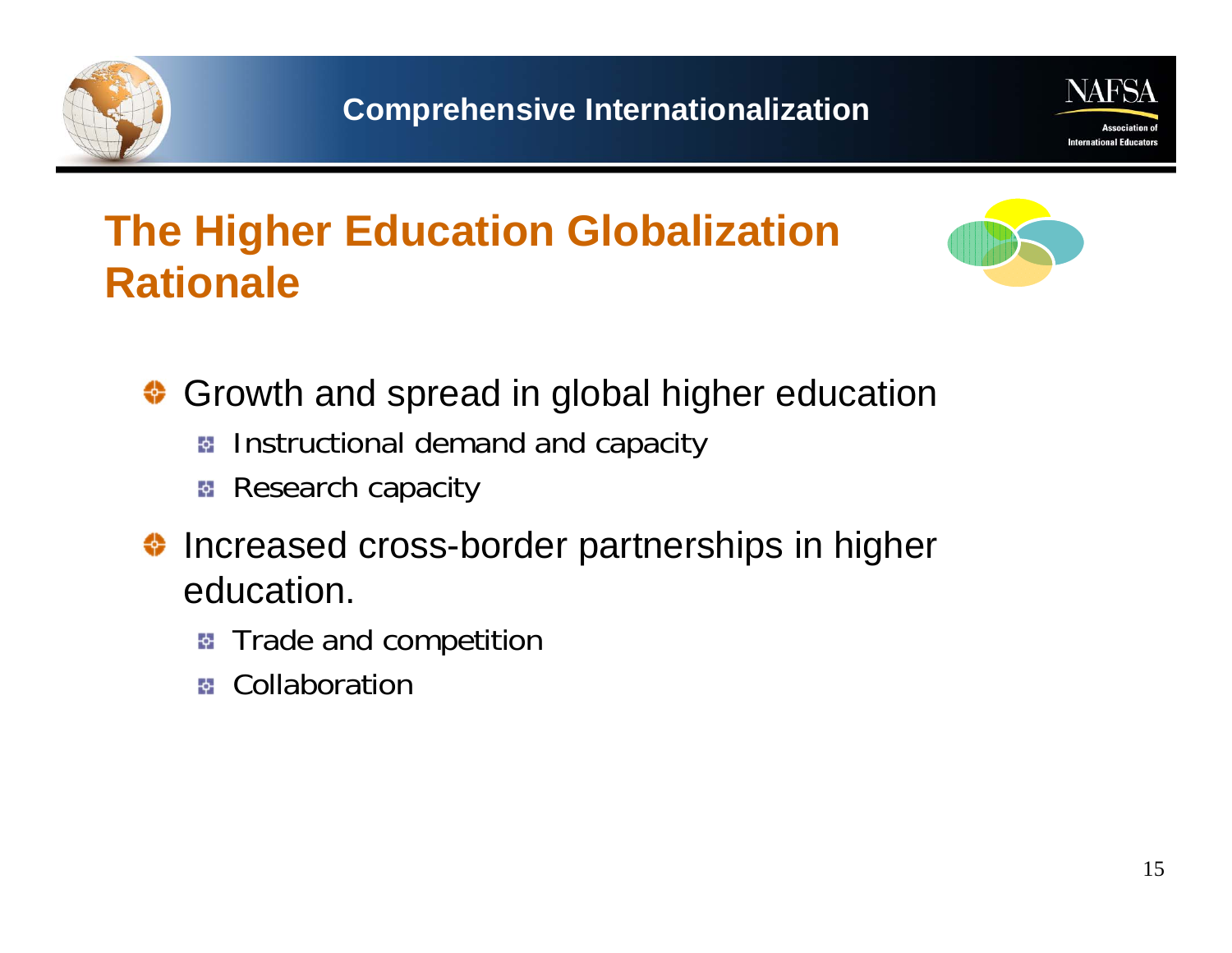# The Higher Education Globalization Rationale

- Growth and spread in global higher education
  - Instructional demand and capacity
  - Research capacity
- Increased cross-border partnerships in higher education.
  - Trade and competition
  - Collaboration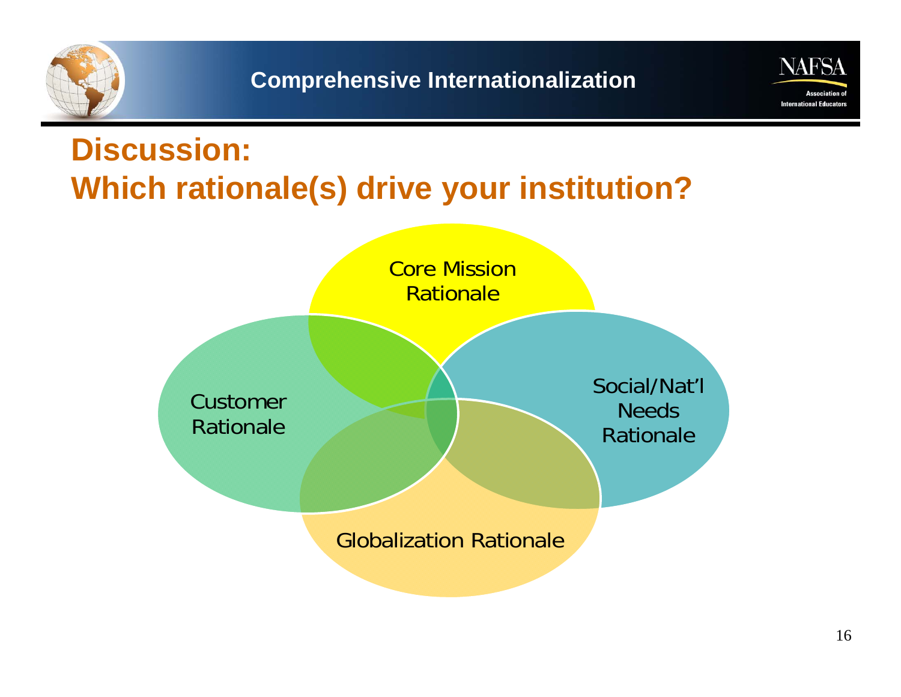## Discussion:
## Which rationale(s) drive your institution?

Core Mission Rationale

Customer Rationale

Social/Nat'l Needs Rationale

Globalization Rationale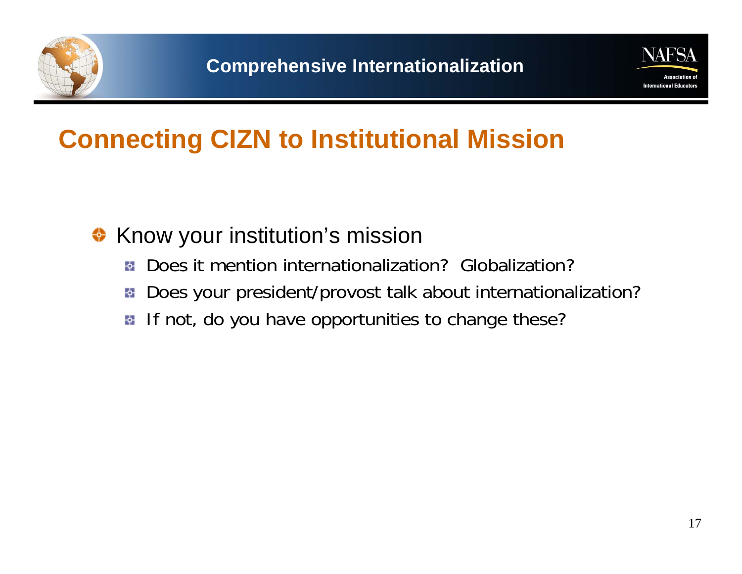# Connecting CIZN to Institutional Mission

- Know your institution's mission
  - Does it mention internationalization? Globalization?
  - Does your president/provost talk about internationalization?
  - If not, do you have opportunities to change these?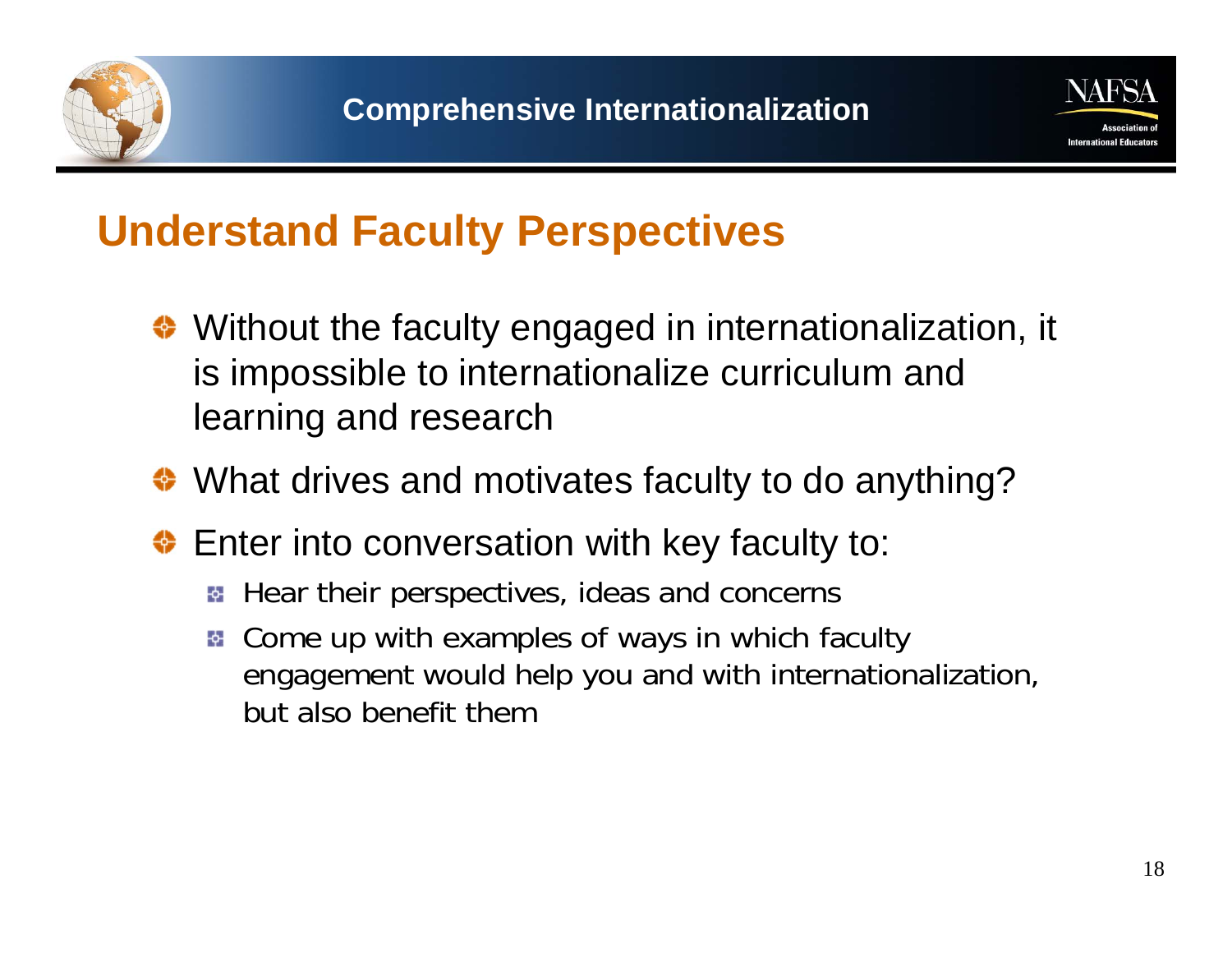## Understand Faculty Perspectives

- Without the faculty engaged in internationalization, it is impossible to internationalize curriculum and learning and research
- What drives and motivates faculty to do anything?
- Enter into conversation with key faculty to:
  - Hear their perspectives, ideas and concerns
  - Come up with examples of ways in which faculty engagement would help you and with internationalization, but also benefit them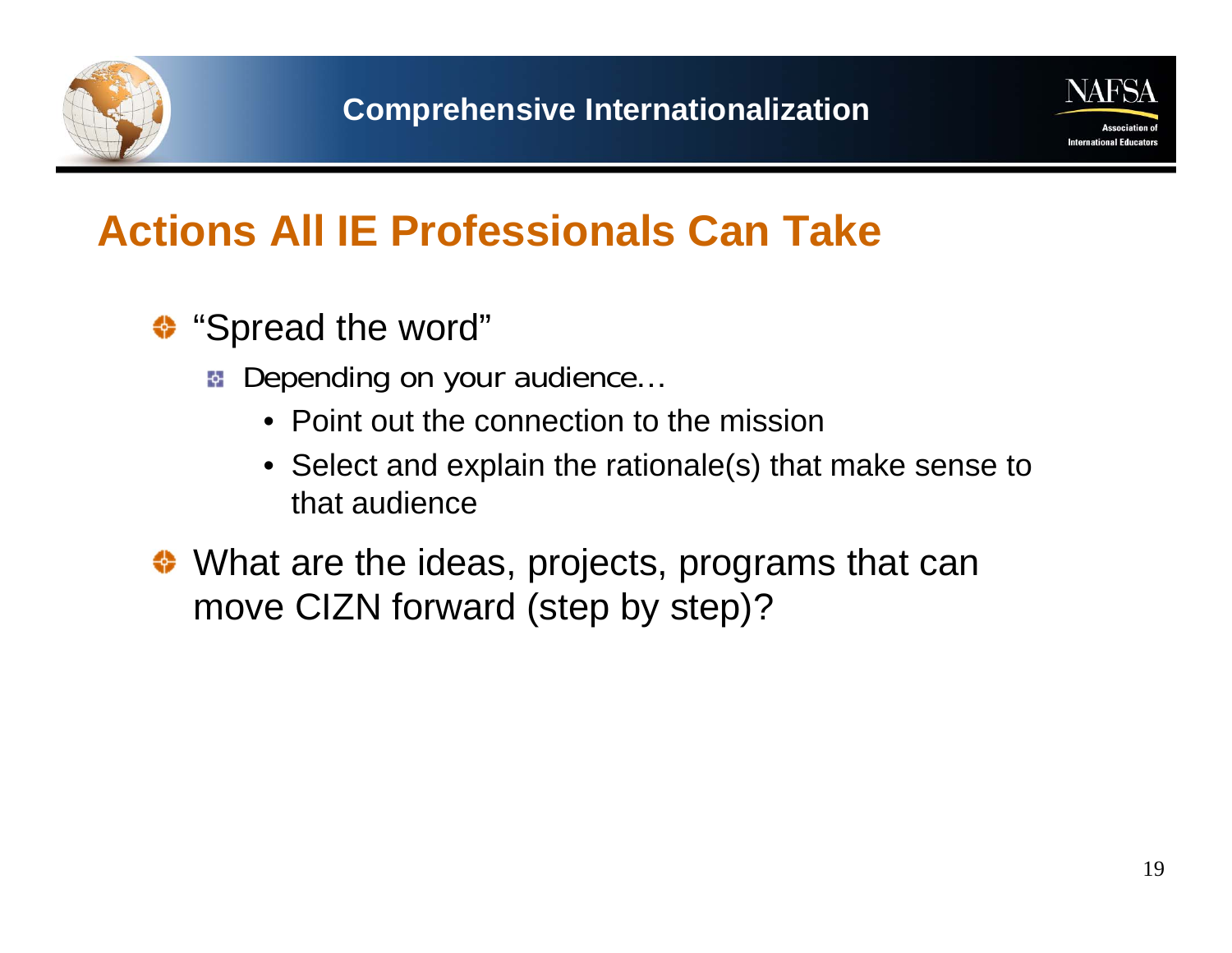# Actions All IE Professionals Can Take

- "Spread the word"
  - Depending on your audience…
    - Point out the connection to the mission
    - Select and explain the rationale(s) that make sense to that audience
- What are the ideas, projects, programs that can move CIZN forward (step by step)?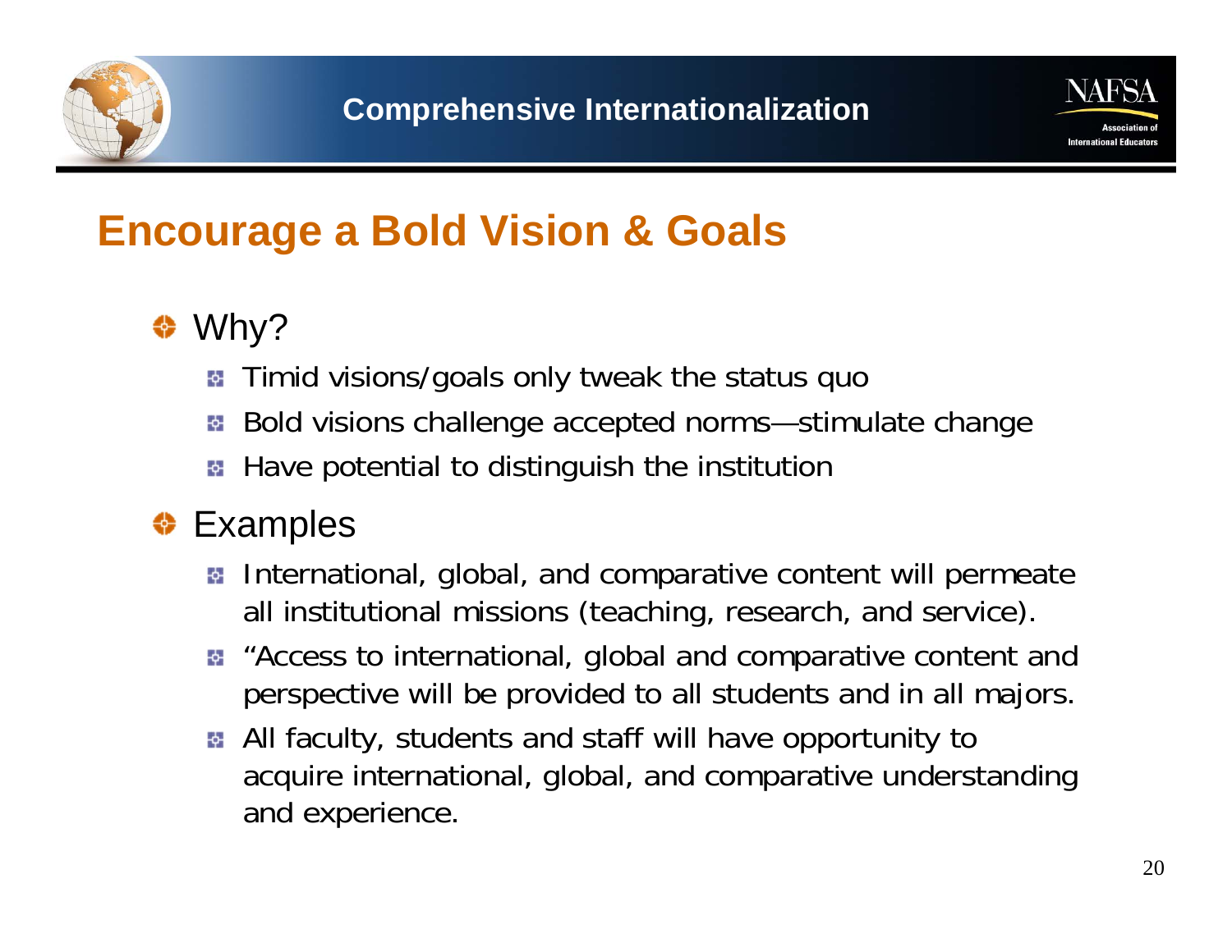# Encourage a Bold Vision & Goals

- Why?
  - Timid visions/goals only tweak the status quo
  - Bold visions challenge accepted norms—stimulate change
  - Have potential to distinguish the institution
- Examples
  - International, global, and comparative content will permeate all institutional missions (teaching, research, and service).
  - "Access to international, global and comparative content and perspective will be provided to all students and in all majors.
  - All faculty, students and staff will have opportunity to acquire international, global, and comparative understanding and experience.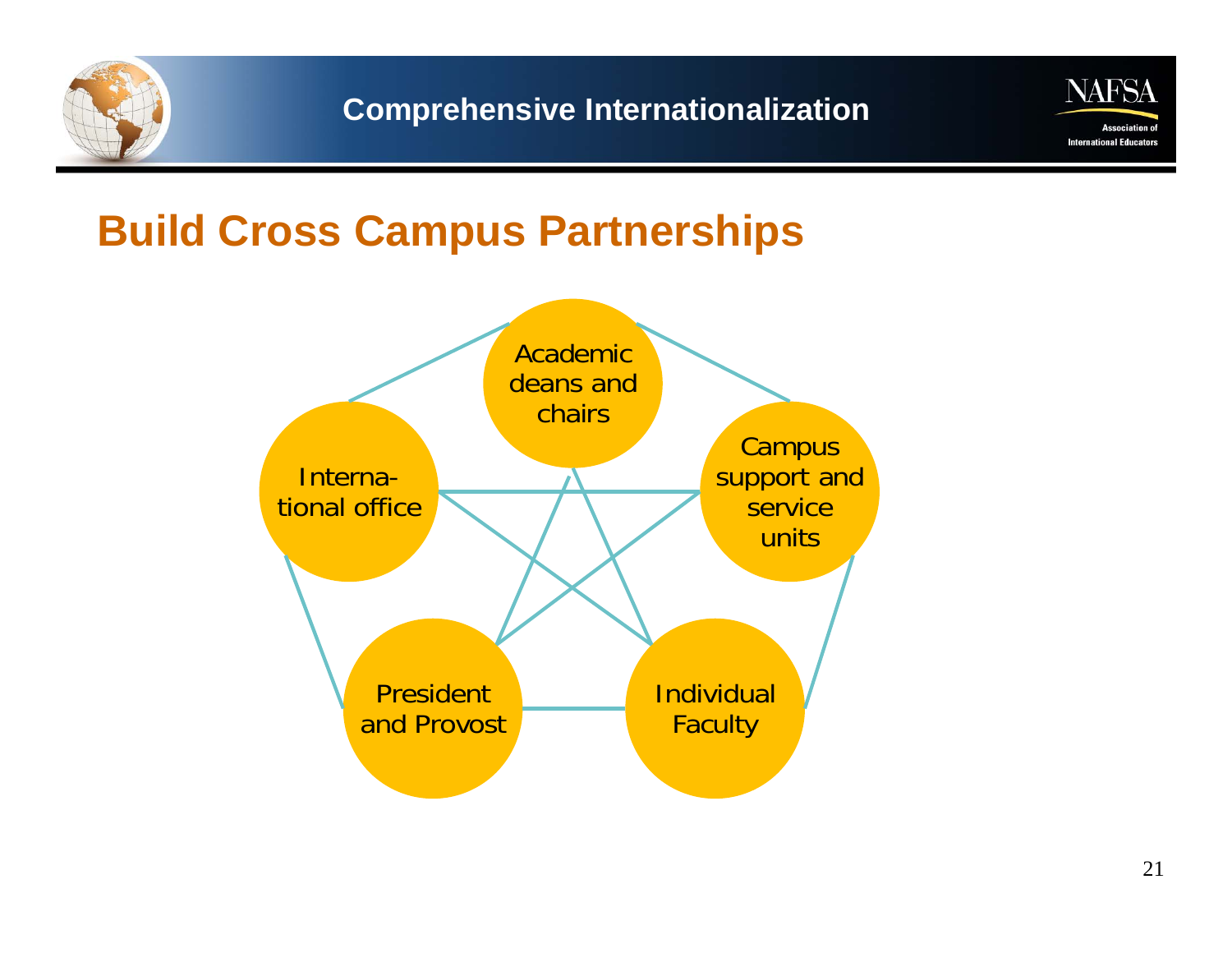## Build Cross Campus Partnerships

- Academic deans and chairs
- Campus support and service units
- Individual Faculty
- President and Provost
- Interna-tional office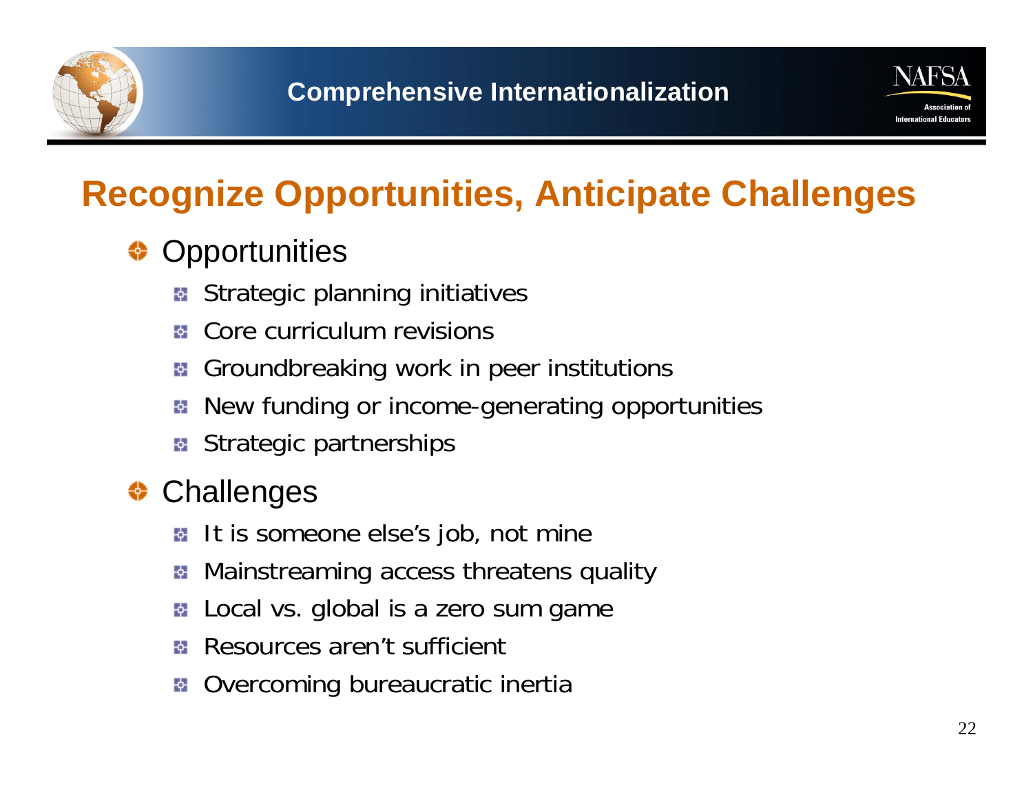# Recognize Opportunities, Anticipate Challenges

- Opportunities
  - Strategic planning initiatives
  - Core curriculum revisions
  - Groundbreaking work in peer institutions
  - New funding or income-generating opportunities
  - Strategic partnerships
- Challenges
  - It is someone else's job, not mine
  - Mainstreaming access threatens quality
  - Local vs. global is a zero sum game
  - Resources aren't sufficient
  - Overcoming bureaucratic inertia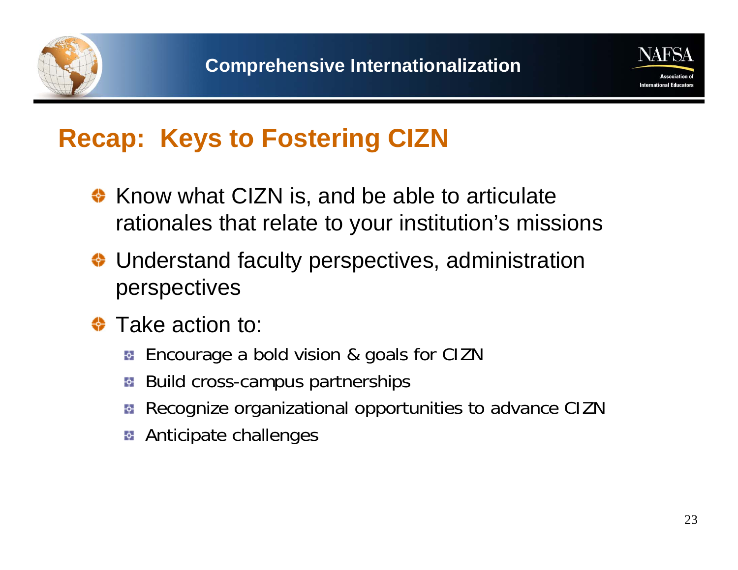## Recap: Keys to Fostering CIZN

- Know what CIZN is, and be able to articulate rationales that relate to your institution's missions
- Understand faculty perspectives, administration perspectives
- Take action to:
  - Encourage a bold vision & goals for CIZN
  - Build cross-campus partnerships
  - Recognize organizational opportunities to advance CIZN
  - Anticipate challenges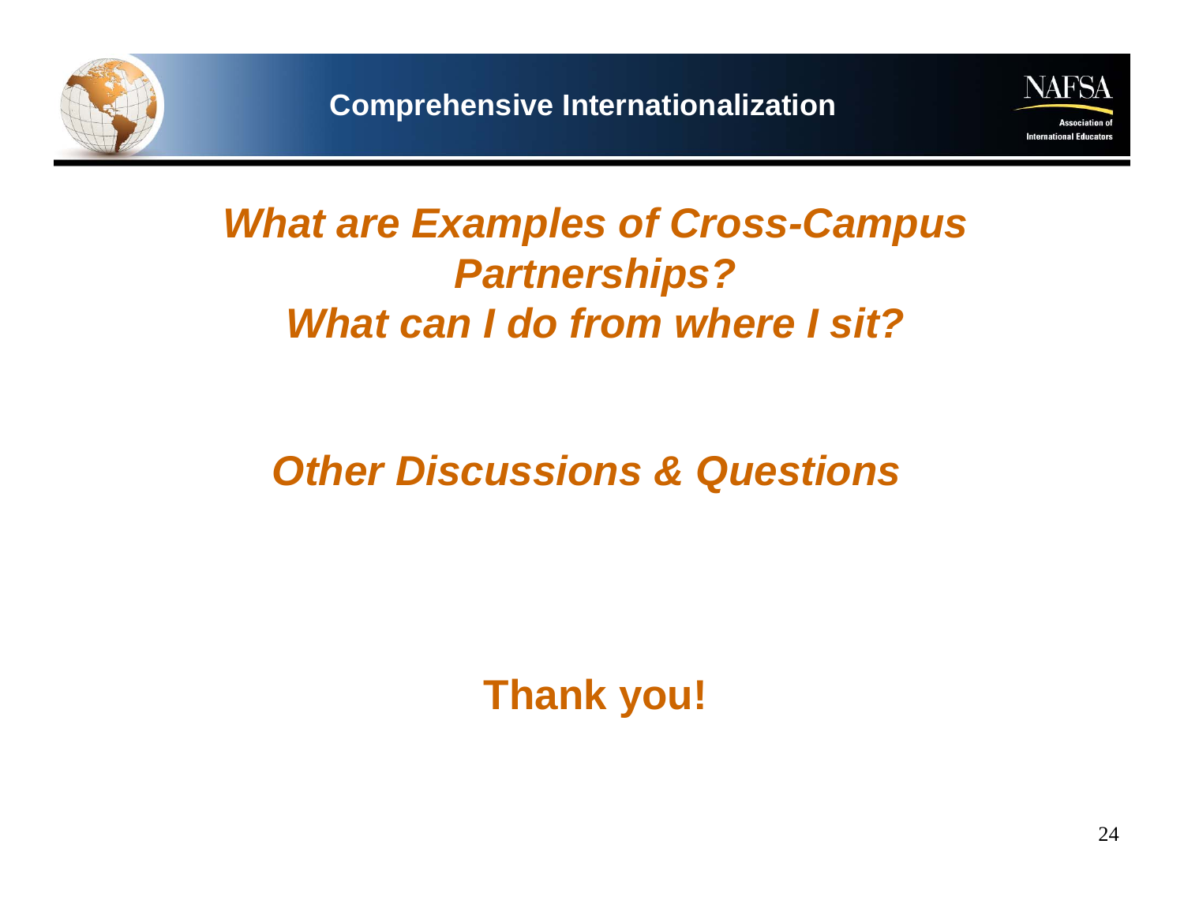# *What are Examples of Cross-Campus Partnerships?*
# *What can I do from where I sit?*

## *Other Discussions & Questions*

## Thank you!